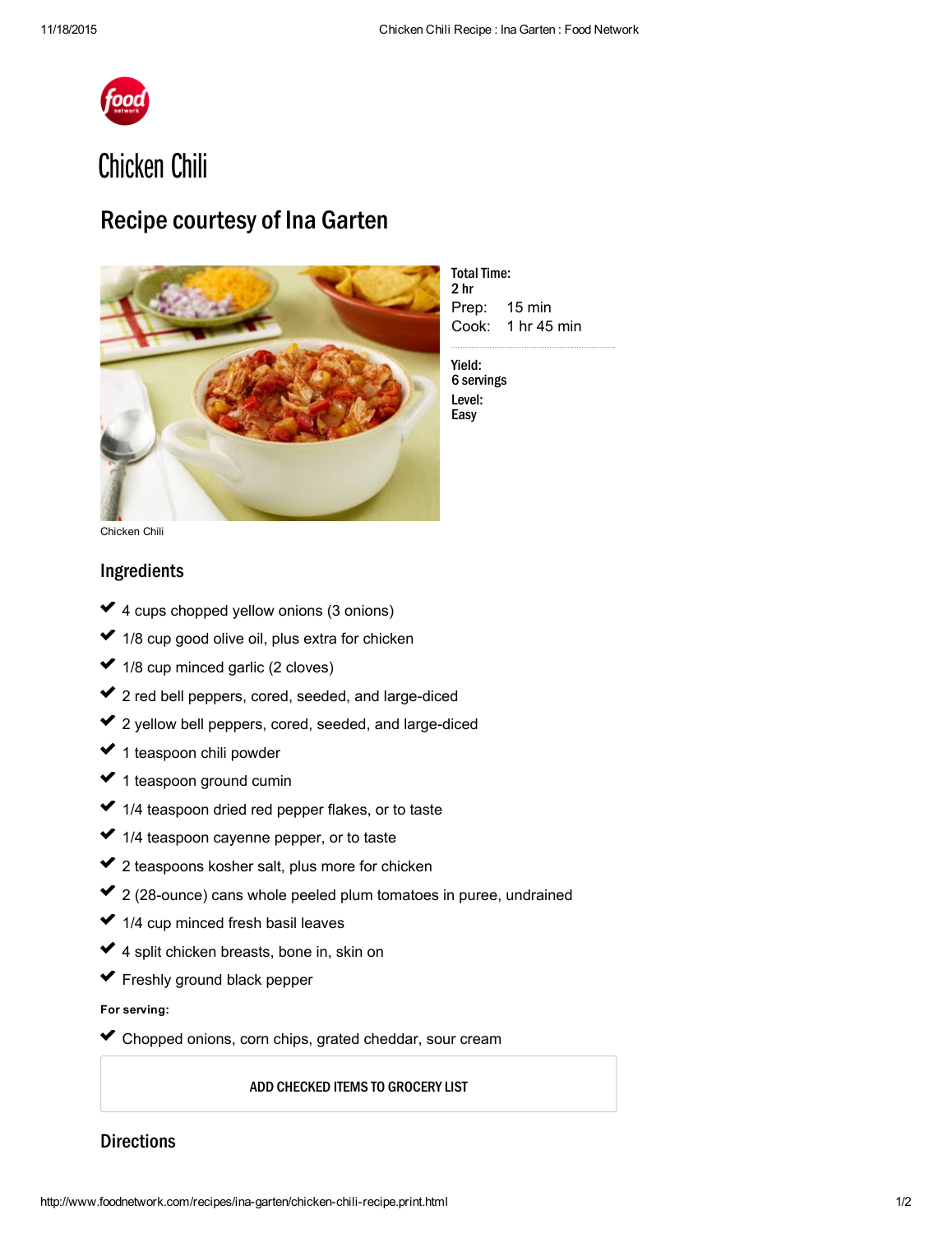# Chicken Chili

## Recipe courtesy of Ina Garten

Chicken Chili

**Total Time:**
**2 hr**
Prep: 15 min
Cook: 1 hr 45 min

**Yield:**
**6 servings**
**Level:**
**Easy**

### Ingredients

- 4 cups chopped yellow onions (3 onions)
- 1/8 cup good olive oil, plus extra for chicken
- 1/8 cup minced garlic (2 cloves)
- 2 red bell peppers, cored, seeded, and large-diced
- 2 yellow bell peppers, cored, seeded, and large-diced
- 1 teaspoon chili powder
- 1 teaspoon ground cumin
- 1/4 teaspoon dried red pepper flakes, or to taste
- 1/4 teaspoon cayenne pepper, or to taste
- 2 teaspoons kosher salt, plus more for chicken
- 2 (28-ounce) cans whole peeled plum tomatoes in puree, undrained
- 1/4 cup minced fresh basil leaves
- 4 split chicken breasts, bone in, skin on
- Freshly ground black pepper

**For serving:**

- Chopped onions, corn chips, grated cheddar, sour cream

ADD CHECKED ITEMS TO GROCERY LIST

### Directions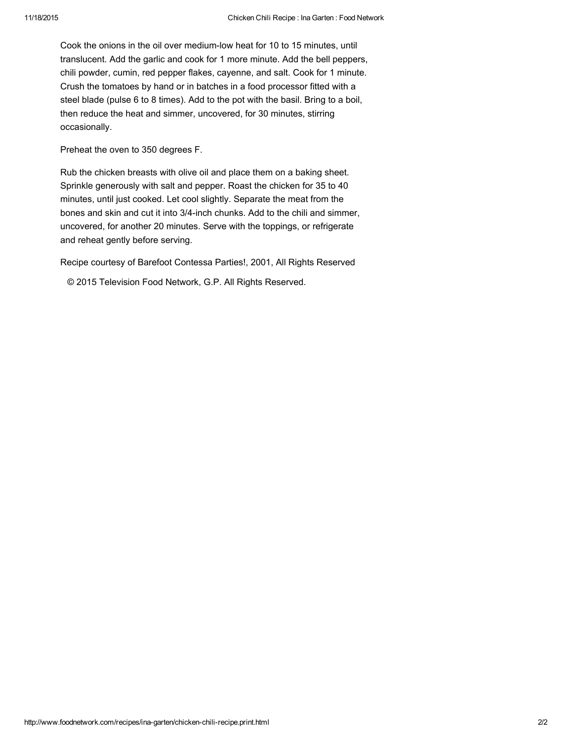Cook the onions in the oil over medium-low heat for 10 to 15 minutes, until translucent. Add the garlic and cook for 1 more minute. Add the bell peppers, chili powder, cumin, red pepper flakes, cayenne, and salt. Cook for 1 minute. Crush the tomatoes by hand or in batches in a food processor fitted with a steel blade (pulse 6 to 8 times). Add to the pot with the basil. Bring to a boil, then reduce the heat and simmer, uncovered, for 30 minutes, stirring occasionally.

Preheat the oven to 350 degrees F.

Rub the chicken breasts with olive oil and place them on a baking sheet. Sprinkle generously with salt and pepper. Roast the chicken for 35 to 40 minutes, until just cooked. Let cool slightly. Separate the meat from the bones and skin and cut it into 3/4-inch chunks. Add to the chili and simmer, uncovered, for another 20 minutes. Serve with the toppings, or refrigerate and reheat gently before serving.

Recipe courtesy of Barefoot Contessa Parties!, 2001, All Rights Reserved

© 2015 Television Food Network, G.P. All Rights Reserved.